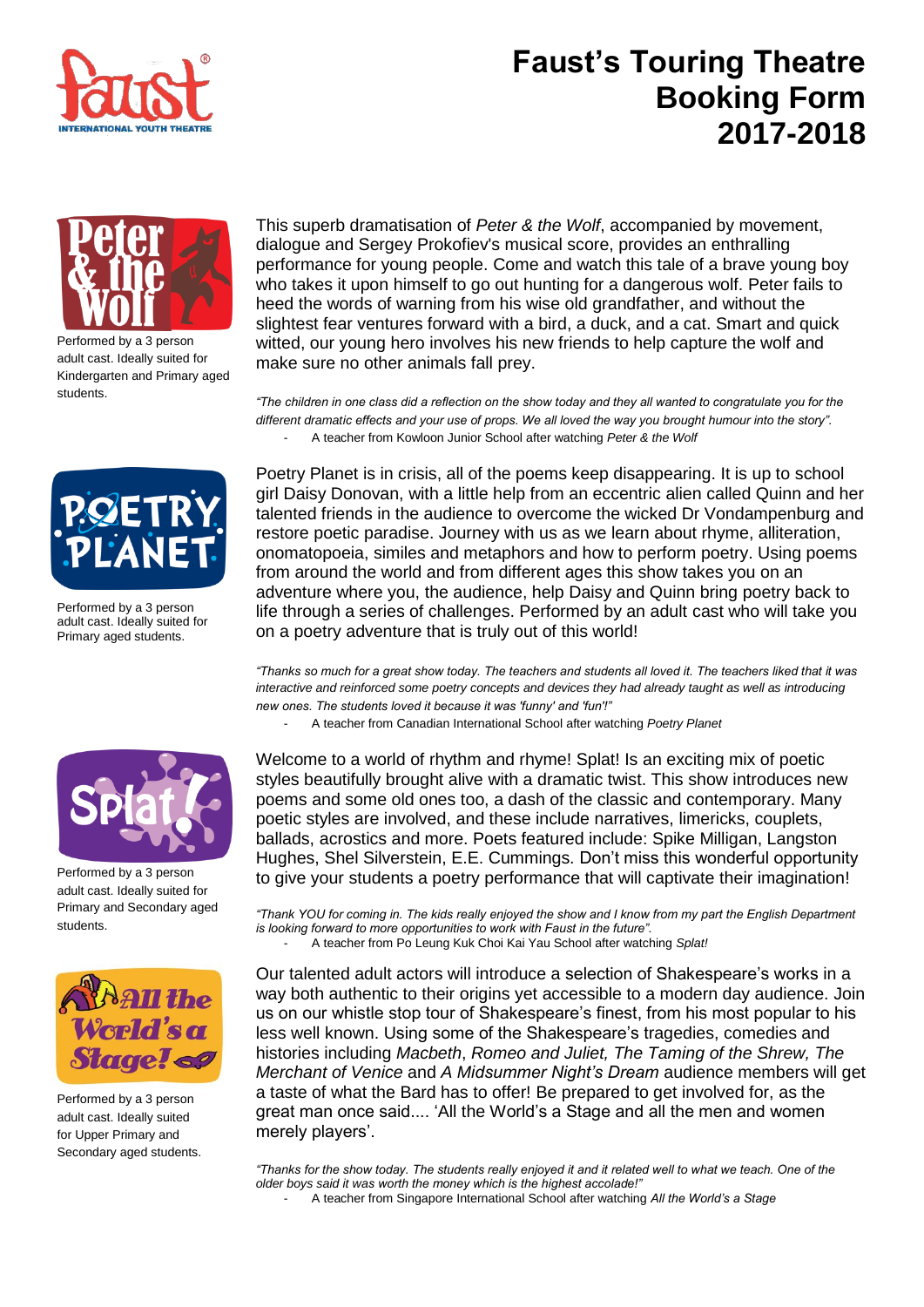# Faust's Touring Theatre Booking Form 2017-2018

Performed by a 3 person adult cast. Ideally suited for Kindergarten and Primary aged students.

This superb dramatisation of *Peter & the Wolf*, accompanied by movement, dialogue and Sergey Prokofiev's musical score, provides an enthralling performance for young people. Come and watch this tale of a brave young boy who takes it upon himself to go out hunting for a dangerous wolf. Peter fails to heed the words of warning from his wise old grandfather, and without the slightest fear ventures forward with a bird, a duck, and a cat. Smart and quick witted, our young hero involves his new friends to help capture the wolf and make sure no other animals fall prey.

*"The children in one class did a reflection on the show today and they all wanted to congratulate you for the different dramatic effects and your use of props. We all loved the way you brought humour into the story".*

- A teacher from Kowloon Junior School after watching *Peter & the Wolf*

Performed by a 3 person adult cast. Ideally suited for Primary aged students.

Poetry Planet is in crisis, all of the poems keep disappearing. It is up to school girl Daisy Donovan, with a little help from an eccentric alien called Quinn and her talented friends in the audience to overcome the wicked Dr Vondampenburg and restore poetic paradise. Journey with us as we learn about rhyme, alliteration, onomatopoeia, similes and metaphors and how to perform poetry. Using poems from around the world and from different ages this show takes you on an adventure where you, the audience, help Daisy and Quinn bring poetry back to life through a series of challenges. Performed by an adult cast who will take you on a poetry adventure that is truly out of this world!

*"Thanks so much for a great show today. The teachers and students all loved it. The teachers liked that it was interactive and reinforced some poetry concepts and devices they had already taught as well as introducing new ones. The students loved it because it was 'funny' and 'fun'!"*

- A teacher from Canadian International School after watching *Poetry Planet*

Performed by a 3 person adult cast. Ideally suited for Primary and Secondary aged students.

Welcome to a world of rhythm and rhyme! Splat! Is an exciting mix of poetic styles beautifully brought alive with a dramatic twist. This show introduces new poems and some old ones too, a dash of the classic and contemporary. Many poetic styles are involved, and these include narratives, limericks, couplets, ballads, acrostics and more. Poets featured include: Spike Milligan, Langston Hughes, Shel Silverstein, E.E. Cummings. Don't miss this wonderful opportunity to give your students a poetry performance that will captivate their imagination!

*"Thank YOU for coming in. The kids really enjoyed the show and I know from my part the English Department is looking forward to more opportunities to work with Faust in the future".*

- A teacher from Po Leung Kuk Choi Kai Yau School after watching *Splat!*

Performed by a 3 person adult cast. Ideally suited for Upper Primary and Secondary aged students.

Our talented adult actors will introduce a selection of Shakespeare's works in a way both authentic to their origins yet accessible to a modern day audience. Join us on our whistle stop tour of Shakespeare's finest, from his most popular to his less well known. Using some of the Shakespeare's tragedies, comedies and histories including *Macbeth*, *Romeo and Juliet, The Taming of the Shrew, The Merchant of Venice* and *A Midsummer Night's Dream* audience members will get a taste of what the Bard has to offer! Be prepared to get involved for, as the great man once said.... 'All the World's a Stage and all the men and women merely players'.

*"Thanks for the show today. The students really enjoyed it and it related well to what we teach. One of the older boys said it was worth the money which is the highest accolade!"*

- A teacher from Singapore International School after watching *All the World's a Stage*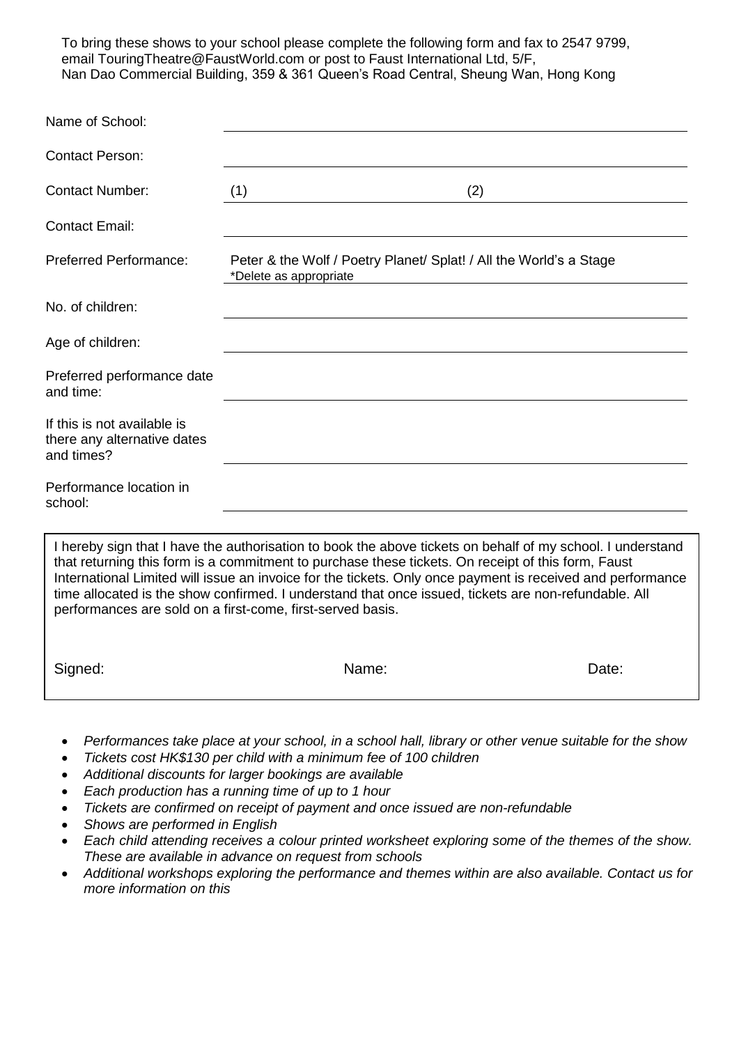To bring these shows to your school please complete the following form and fax to 2547 9799, email TouringTheatre@FaustWorld.com or post to Faust International Ltd, 5/F, Nan Dao Commercial Building, 359 & 361 Queen's Road Central, Sheung Wan, Hong Kong

| | | |
|---|---|---|
| Name of School: | | |
| Contact Person: | | |
| Contact Number: | (1) | (2) |
| Contact Email: | | |
| Preferred Performance: | Peter & the Wolf / Poetry Planet/ Splat! / All the World's a Stage<br>*Delete as appropriate | |
| No. of children: | | |
| Age of children: | | |
| Preferred performance date and time: | | |
| If this is not available is there any alternative dates and times? | | |
| Performance location in school: | | |

I hereby sign that I have the authorisation to book the above tickets on behalf of my school. I understand that returning this form is a commitment to purchase these tickets. On receipt of this form, Faust International Limited will issue an invoice for the tickets. Only once payment is received and performance time allocated is the show confirmed. I understand that once issued, tickets are non-refundable. All performances are sold on a first-come, first-served basis.

Signed: Name: Date:

- *Performances take place at your school, in a school hall, library or other venue suitable for the show*
- *Tickets cost HK$130 per child with a minimum fee of 100 children*
- *Additional discounts for larger bookings are available*
- *Each production has a running time of up to 1 hour*
- *Tickets are confirmed on receipt of payment and once issued are non-refundable*
- *Shows are performed in English*
- *Each child attending receives a colour printed worksheet exploring some of the themes of the show. These are available in advance on request from schools*
- *Additional workshops exploring the performance and themes within are also available. Contact us for more information on this*